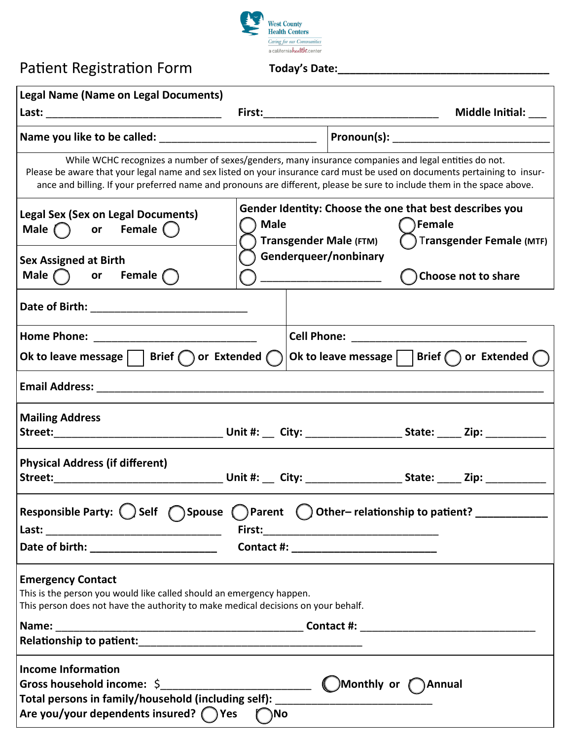West County Health Centers
*Caring for our Communities*
a california health center

# Patient Registration Form

**Today's Date:** ______________________________

**Legal Name (Name on Legal Documents)**

**Last:** ____________________________ **First:** ____________________________ **Middle Initial:** ___

**Name you like to be called:** ________________________ | **Pronoun(s):** ________________________

While WCHC recognizes a number of sexes/genders, many insurance companies and legal entities do not. Please be aware that your legal name and sex listed on your insurance card must be used on documents pertaining to insurance and billing. If your preferred name and pronouns are different, please be sure to include them in the space above.

**Legal Sex (Sex on Legal Documents)**
**Male** ◯ or **Female** ◯

**Sex Assigned at Birth**
**Male** ◯ or **Female** ◯

**Gender Identity: Choose the one that best describes you**
- ◯ **Male**
- ◯ **Female**
- ◯ **Transgender Male** (FTM)
- ◯ **Transgender Female** (MTF)
- ◯ **Genderqueer/nonbinary**
- ◯ ____________________
- ◯ **Choose not to share**

**Date of Birth:** ________________________

**Home Phone:** ________________________
**Ok to leave message** ☐ **Brief** ◯ **or Extended** ◯

**Cell Phone:** ________________________
**Ok to leave message** ☐ **Brief** ◯ **or Extended** ◯

**Email Address:** ______________________________________________________________

**Mailing Address**
**Street:** __________________________ **Unit #:** __ **City:** ______________ **State:** ____ **Zip:** __________

**Physical Address (if different)**
**Street:** __________________________ **Unit #:** __ **City:** ______________ **State:** ____ **Zip:** __________

**Responsible Party:** ◯ **Self** ◯ **Spouse** ◯ **Parent** ◯ **Other– relationship to patient?** ___________
**Last:** ____________________________ **First:** ____________________________
**Date of birth:** ____________________ **Contact #:** ________________________

**Emergency Contact**
This is the person you would like called should an emergency happen.
This person does not have the authority to make medical decisions on your behalf.

**Name:** ________________________________________ **Contact #:** ______________________________
**Relationship to patient:** ____________________________________

**Income Information**
**Gross household income:** $________________________ ◯ **Monthly or** ◯ **Annual**
**Total persons in family/household (including self):** ________________________
**Are you/your dependents insured?** ◯ **Yes** ◯ **No**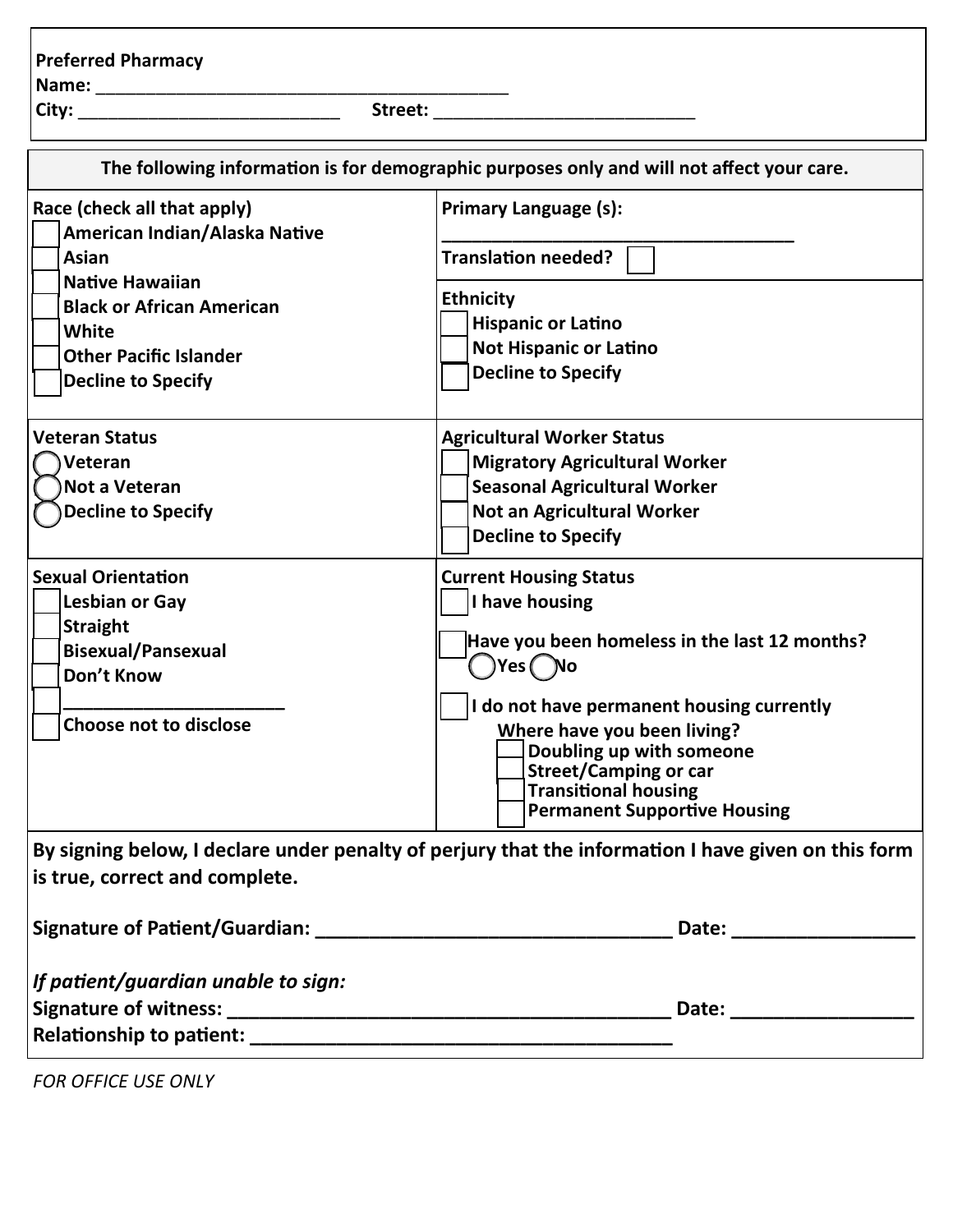**Preferred Pharmacy**
**Name:** ___________________________________________
**City:** ___________________________ **Street:** ___________________________

**The following information is for demographic purposes only and will not affect your care.**

**Race (check all that apply)**
- ☐ American Indian/Alaska Native
- ☐ Asian
- ☐ Native Hawaiian
- ☐ Black or African American
- ☐ White
- ☐ Other Pacific Islander
- ☐ Decline to Specify

**Primary Language (s):** ____________________________________

**Translation needed?** ☐

**Ethnicity**
- ☐ Hispanic or Latino
- ☐ Not Hispanic or Latino
- ☐ Decline to Specify

**Veteran Status**
- ◯ Veteran
- ◯ Not a Veteran
- ◯ Decline to Specify

**Agricultural Worker Status**
- ☐ Migratory Agricultural Worker
- ☐ Seasonal Agricultural Worker
- ☐ Not an Agricultural Worker
- ☐ Decline to Specify

**Sexual Orientation**
- ☐ Lesbian or Gay
- ☐ Straight
- ☐ Bisexual/Pansexual
- ☐ Don't Know
- ☐ ______________________
- ☐ Choose not to disclose

**Current Housing Status**
- ☐ I have housing
- ☐ Have you been homeless in the last 12 months? ◯ Yes ◯ No
- ☐ I do not have permanent housing currently
  - Where have you been living?
    - ☐ Doubling up with someone
    - ☐ Street/Camping or car
    - ☐ Transitional housing
    - ☐ Permanent Supportive Housing

**By signing below, I declare under penalty of perjury that the information I have given on this form is true, correct and complete.**

**Signature of Patient/Guardian:** _________________________________ **Date:** _________________

***If patient/guardian unable to sign:***
**Signature of witness:** __________________________________________ **Date:** _________________
**Relationship to patient:** ________________________________________

*FOR OFFICE USE ONLY*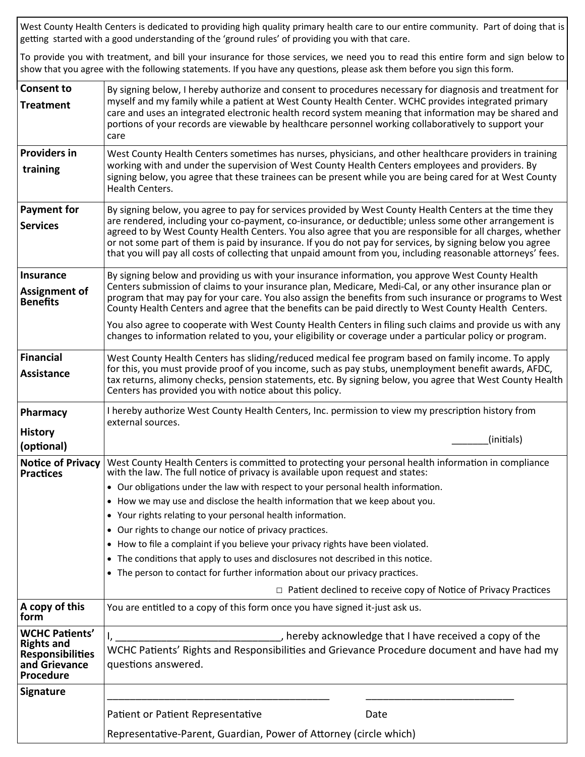West County Health Centers is dedicated to providing high quality primary health care to our entire community. Part of doing that is getting started with a good understanding of the 'ground rules' of providing you with that care.

To provide you with treatment, and bill your insurance for those services, we need you to read this entire form and sign below to show that you agree with the following statements. If you have any questions, please ask them before you sign this form.

| | |
|---|---|
| **Consent to Treatment** | By signing below, I hereby authorize and consent to procedures necessary for diagnosis and treatment for myself and my family while a patient at West County Health Center. WCHC provides integrated primary care and uses an integrated electronic health record system meaning that information may be shared and portions of your records are viewable by healthcare personnel working collaboratively to support your care |
| **Providers in training** | West County Health Centers sometimes has nurses, physicians, and other healthcare providers in training working with and under the supervision of West County Health Centers employees and providers. By signing below, you agree that these trainees can be present while you are being cared for at West County Health Centers. |
| **Payment for Services** | By signing below, you agree to pay for services provided by West County Health Centers at the time they are rendered, including your co-payment, co-insurance, or deductible; unless some other arrangement is agreed to by West County Health Centers. You also agree that you are responsible for all charges, whether or not some part of them is paid by insurance. If you do not pay for services, by signing below you agree that you will pay all costs of collecting that unpaid amount from you, including reasonable attorneys' fees. |
| **Insurance Assignment of Benefits** | By signing below and providing us with your insurance information, you approve West County Health Centers submission of claims to your insurance plan, Medicare, Medi-Cal, or any other insurance plan or program that may pay for your care. You also assign the benefits from such insurance or programs to West County Health Centers and agree that the benefits can be paid directly to West County Health Centers.<br><br>You also agree to cooperate with West County Health Centers in filing such claims and provide us with any changes to information related to you, your eligibility or coverage under a particular policy or program. |
| **Financial Assistance** | West County Health Centers has sliding/reduced medical fee program based on family income. To apply for this, you must provide proof of you income, such as pay stubs, unemployment benefit awards, AFDC, tax returns, alimony checks, pension statements, etc. By signing below, you agree that West County Health Centers has provided you with notice about this policy. |
| **Pharmacy History (optional)** | I hereby authorize West County Health Centers, Inc. permission to view my prescription history from external sources.<br><br>_______(initials) |
| **Notice of Privacy Practices** | West County Health Centers is committed to protecting your personal health information in compliance with the law. The full notice of privacy is available upon request and states:<br>• Our obligations under the law with respect to your personal health information.<br>• How we may use and disclose the health information that we keep about you.<br>• Your rights relating to your personal health information.<br>• Our rights to change our notice of privacy practices.<br>• How to file a complaint if you believe your privacy rights have been violated.<br>• The conditions that apply to uses and disclosures not described in this notice.<br>• The person to contact for further information about our privacy practices.<br><br>□ Patient declined to receive copy of Notice of Privacy Practices |
| **A copy of this form** | You are entitled to a copy of this form once you have signed it-just ask us. |
| **WCHC Patients' Rights and Responsibilities and Grievance Procedure** | I, ______________________________, hereby acknowledge that I have received a copy of the WCHC Patients' Rights and Responsibilities and Grievance Procedure document and have had my questions answered. |
| **Signature** | ________________________________________ ___________________________<br>Patient or Patient Representative Date<br>Representative-Parent, Guardian, Power of Attorney (circle which) |